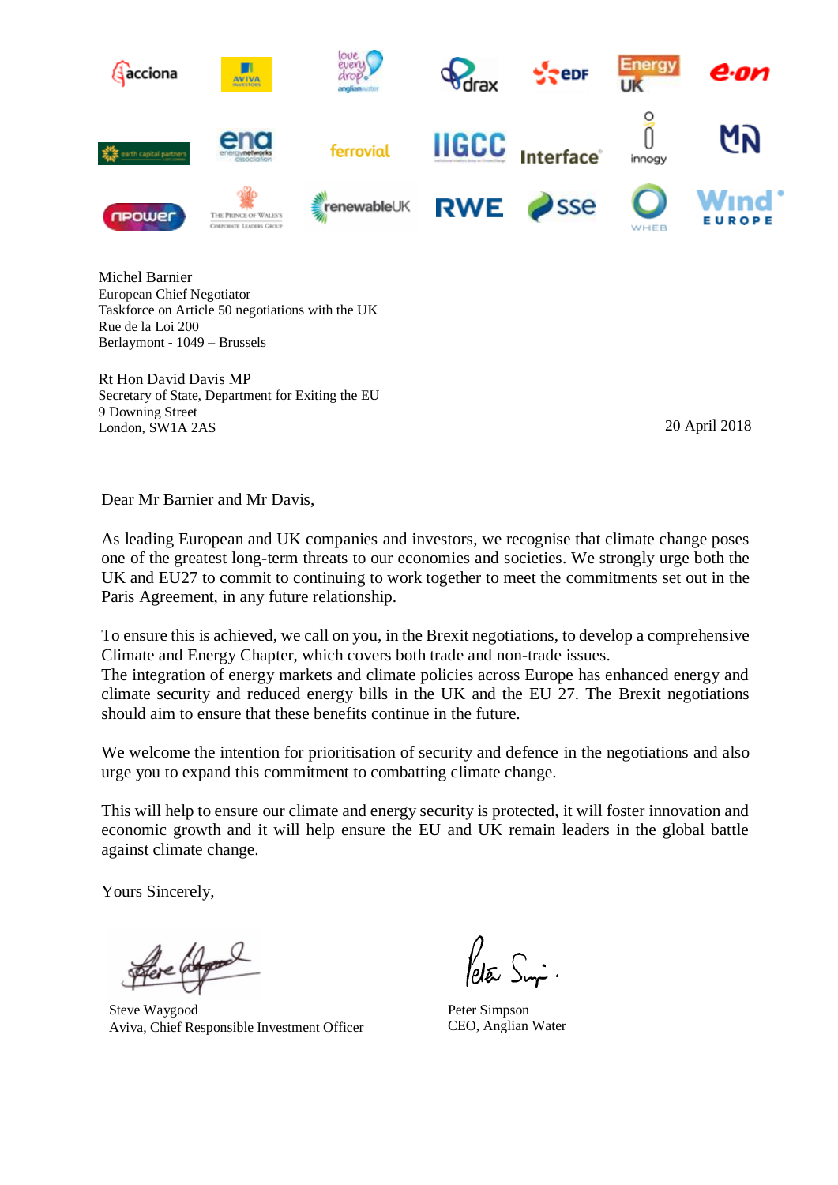Michel Barnier
European Chief Negotiator
Taskforce on Article 50 negotiations with the UK
Rue de la Loi 200
Berlaymont - 1049 – Brussels

Rt Hon David Davis MP
Secretary of State, Department for Exiting the EU
9 Downing Street
London, SW1A 2AS

20 April 2018

Dear Mr Barnier and Mr Davis,

As leading European and UK companies and investors, we recognise that climate change poses one of the greatest long-term threats to our economies and societies. We strongly urge both the UK and EU27 to commit to continuing to work together to meet the commitments set out in the Paris Agreement, in any future relationship.

To ensure this is achieved, we call on you, in the Brexit negotiations, to develop a comprehensive Climate and Energy Chapter, which covers both trade and non-trade issues.
The integration of energy markets and climate policies across Europe has enhanced energy and climate security and reduced energy bills in the UK and the EU 27. The Brexit negotiations should aim to ensure that these benefits continue in the future.

We welcome the intention for prioritisation of security and defence in the negotiations and also urge you to expand this commitment to combatting climate change.

This will help to ensure our climate and energy security is protected, it will foster innovation and economic growth and it will help ensure the EU and UK remain leaders in the global battle against climate change.

Yours Sincerely,

Steve Waygood
Aviva, Chief Responsible Investment Officer

Peter Simpson
CEO, Anglian Water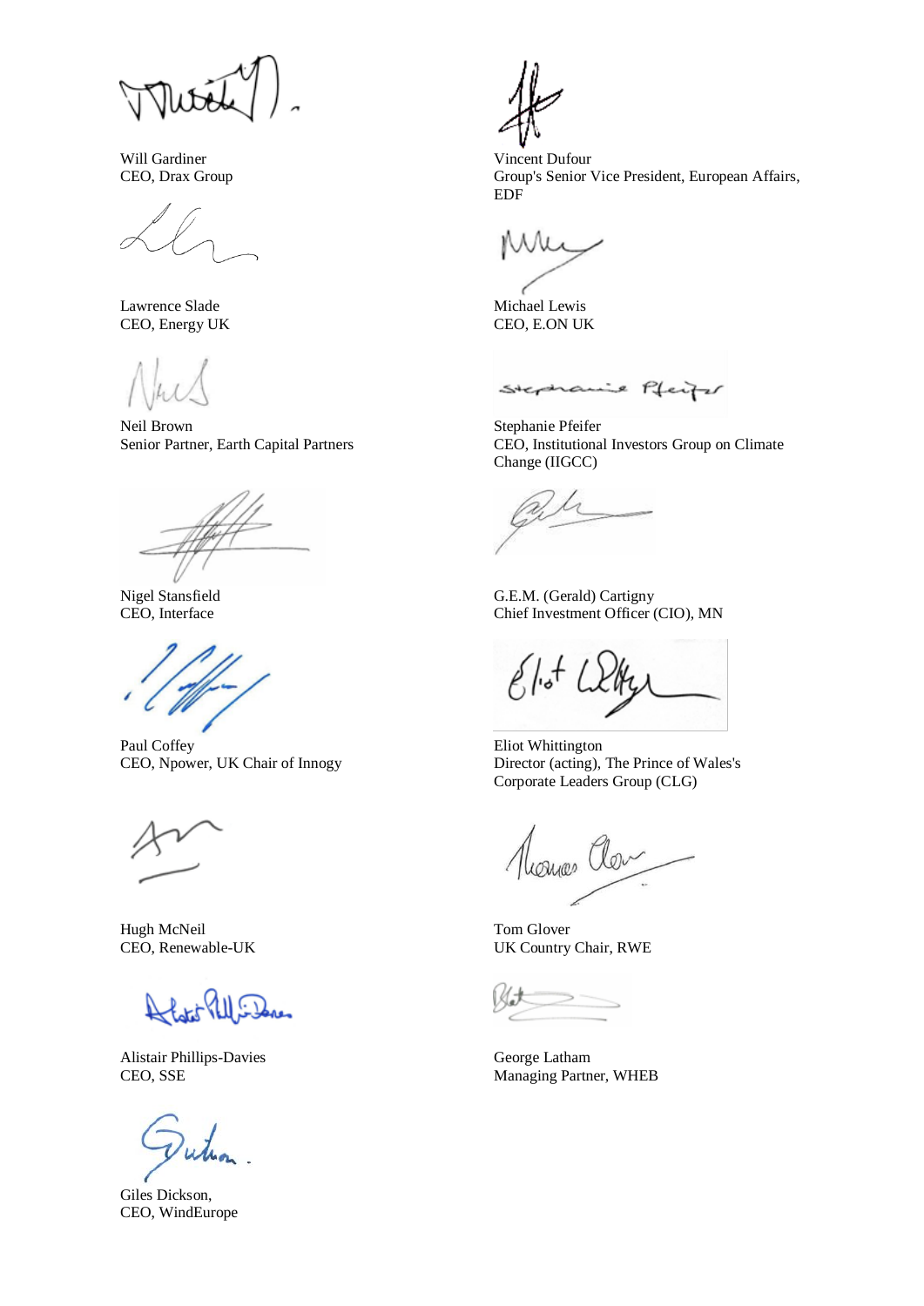Will Gardiner
CEO, Drax Group

Vincent Dufour
Group's Senior Vice President, European Affairs, EDF

Lawrence Slade
CEO, Energy UK

Michael Lewis
CEO, E.ON UK

Neil Brown
Senior Partner, Earth Capital Partners

Stephanie Pfeifer
CEO, Institutional Investors Group on Climate Change (IIGCC)

Nigel Stansfield
CEO, Interface

G.E.M. (Gerald) Cartigny
Chief Investment Officer (CIO), MN

Paul Coffey
CEO, Npower, UK Chair of Innogy

Eliot Whittington
Director (acting), The Prince of Wales's Corporate Leaders Group (CLG)

Hugh McNeil
CEO, Renewable-UK

Tom Glover
UK Country Chair, RWE

Alistair Phillips-Davies
CEO, SSE

George Latham
Managing Partner, WHEB

Giles Dickson,
CEO, WindEurope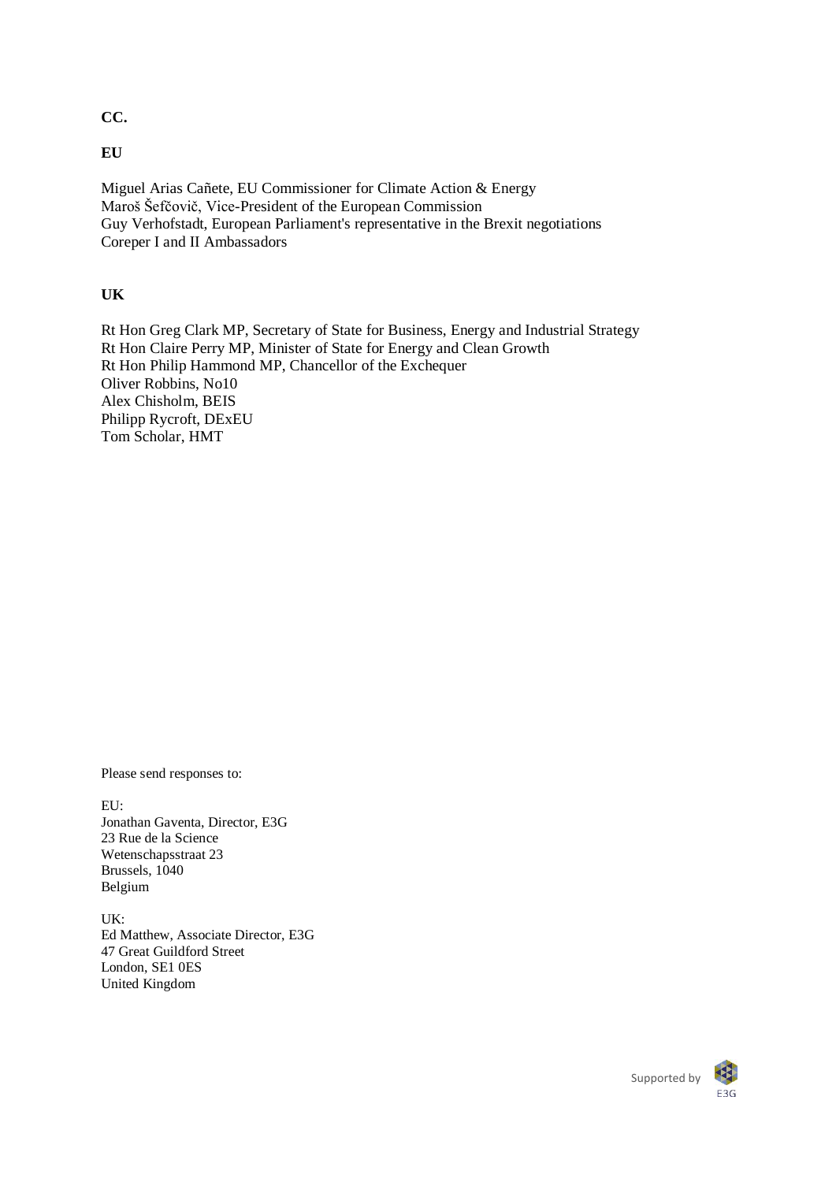**CC.**

**EU**

Miguel Arias Cañete, EU Commissioner for Climate Action & Energy
Maroš Šefčovič, Vice-President of the European Commission
Guy Verhofstadt, European Parliament's representative in the Brexit negotiations
Coreper I and II Ambassadors

**UK**

Rt Hon Greg Clark MP, Secretary of State for Business, Energy and Industrial Strategy
Rt Hon Claire Perry MP, Minister of State for Energy and Clean Growth
Rt Hon Philip Hammond MP, Chancellor of the Exchequer
Oliver Robbins, No10
Alex Chisholm, BEIS
Philipp Rycroft, DExEU
Tom Scholar, HMT

Please send responses to:

EU:
Jonathan Gaventa, Director, E3G
23 Rue de la Science
Wetenschapsstraat 23
Brussels, 1040
Belgium

UK:
Ed Matthew, Associate Director, E3G
47 Great Guildford Street
London, SE1 0ES
United Kingdom

Supported by E3G